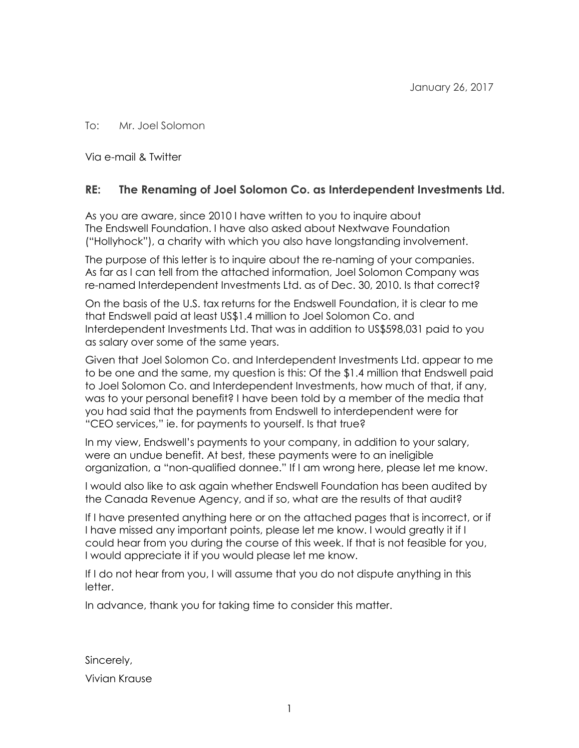January 26, 2017

To: Mr. Joel Solomon

Via e-mail & Twitter

**RE: The Renaming of Joel Solomon Co. as Interdependent Investments Ltd.**

As you are aware, since 2010 I have written to you to inquire about The Endswell Foundation. I have also asked about Nextwave Foundation ("Hollyhock"), a charity with which you also have longstanding involvement.

The purpose of this letter is to inquire about the re-naming of your companies. As far as I can tell from the attached information, Joel Solomon Company was re-named Interdependent Investments Ltd. as of Dec. 30, 2010. Is that correct?

On the basis of the U.S. tax returns for the Endswell Foundation, it is clear to me that Endswell paid at least US$1.4 million to Joel Solomon Co. and Interdependent Investments Ltd. That was in addition to US$598,031 paid to you as salary over some of the same years.

Given that Joel Solomon Co. and Interdependent Investments Ltd. appear to me to be one and the same, my question is this: Of the $1.4 million that Endswell paid to Joel Solomon Co. and Interdependent Investments, how much of that, if any, was to your personal benefit? I have been told by a member of the media that you had said that the payments from Endswell to interdependent were for "CEO services," ie. for payments to yourself. Is that true?

In my view, Endswell's payments to your company, in addition to your salary, were an undue benefit. At best, these payments were to an ineligible organization, a "non-qualified donnee." If I am wrong here, please let me know.

I would also like to ask again whether Endswell Foundation has been audited by the Canada Revenue Agency, and if so, what are the results of that audit?

If I have presented anything here or on the attached pages that is incorrect, or if I have missed any important points, please let me know. I would greatly it if I could hear from you during the course of this week. If that is not feasible for you, I would appreciate it if you would please let me know.

If I do not hear from you, I will assume that you do not dispute anything in this letter.

In advance, thank you for taking time to consider this matter.

Sincerely,

Vivian Krause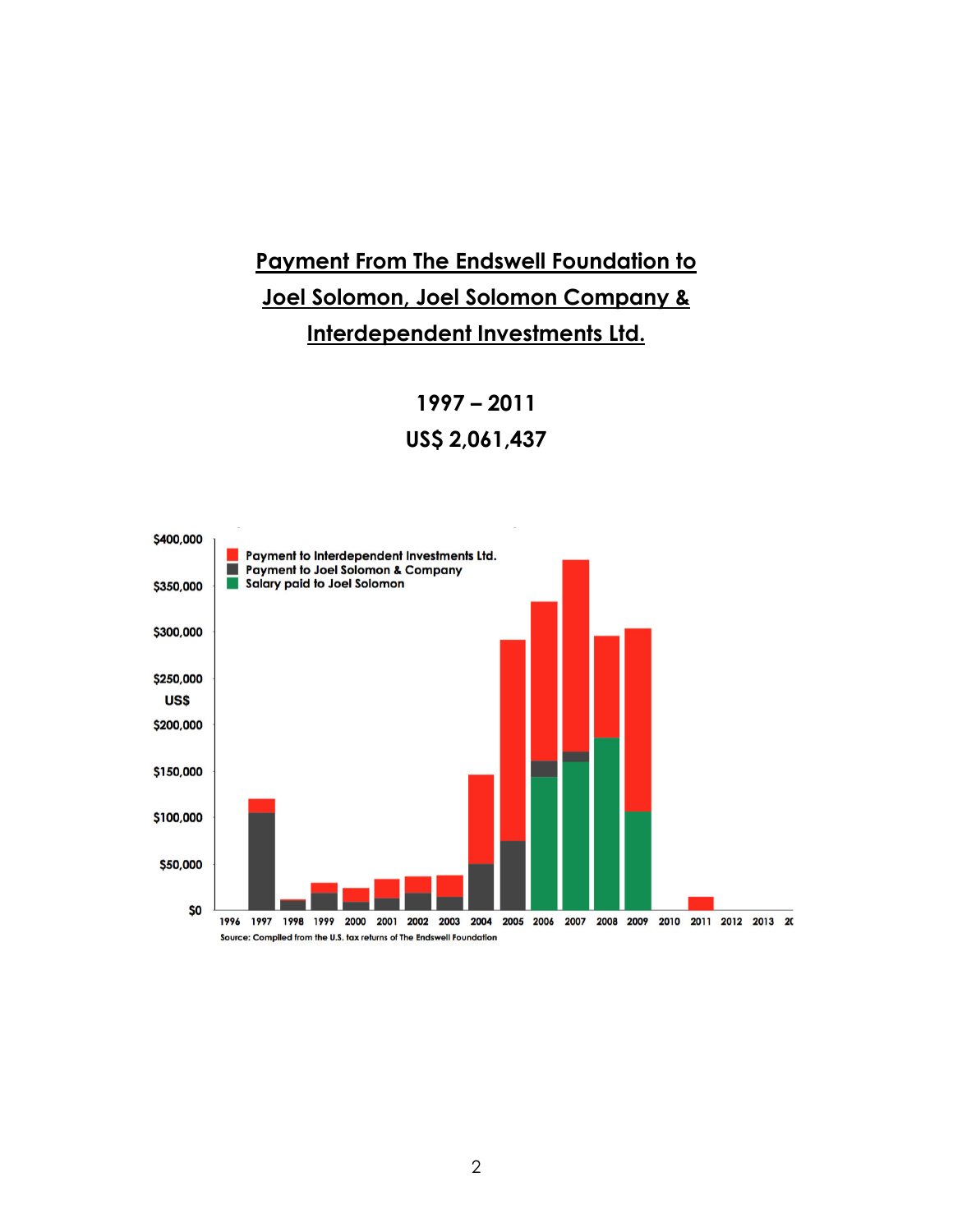## Payment From The Endswell Foundation to Joel Solomon, Joel Solomon Company & Interdependent Investments Ltd.

**1997 – 2011**

**US$ 2,061,437**

Source: Compiled from the U.S. tax returns of The Endswell Foundation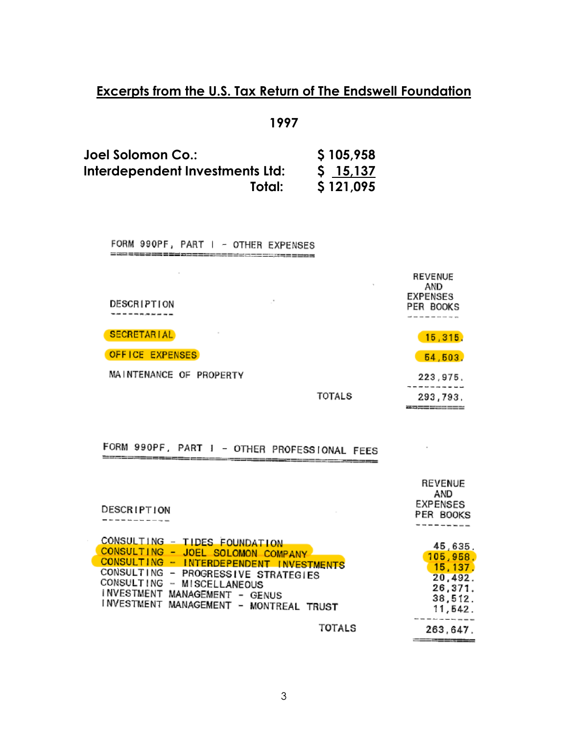## Excerpts from the U.S. Tax Return of The Endswell Foundation

**1997**

| | |
|---|---|
| **Joel Solomon Co.:** | **$ 105,958** |
| **Interdependent Investments Ltd:** | **$ 15,137** |
| **Total:** | **$ 121,095** |

FORM 990PF, PART I - OTHER EXPENSES

| DESCRIPTION | | REVENUE AND EXPENSES PER BOOKS |
|---|---|---|
| SECRETARIAL | | 15,315. |
| OFFICE EXPENSES | | 54,503. |
| MAINTENANCE OF PROPERTY | | 223,975. |
| | TOTALS | 293,793. |

FORM 990PF, PART I - OTHER PROFESSIONAL FEES

| DESCRIPTION | | REVENUE AND EXPENSES PER BOOKS |
|---|---|---|
| CONSULTING - TIDES FOUNDATION | | 45,635. |
| CONSULTING - JOEL SOLOMON COMPANY | | 105,958. |
| CONSULTING - INTERDEPENDENT INVESTMENTS | | 15,137. |
| CONSULTING - PROGRESSIVE STRATEGIES | | 20,492. |
| CONSULTING - MISCELLANEOUS | | 26,371. |
| INVESTMENT MANAGEMENT - GENUS | | 38,512. |
| INVESTMENT MANAGEMENT - MONTREAL TRUST | | 11,542. |
| | TOTALS | 263,647. |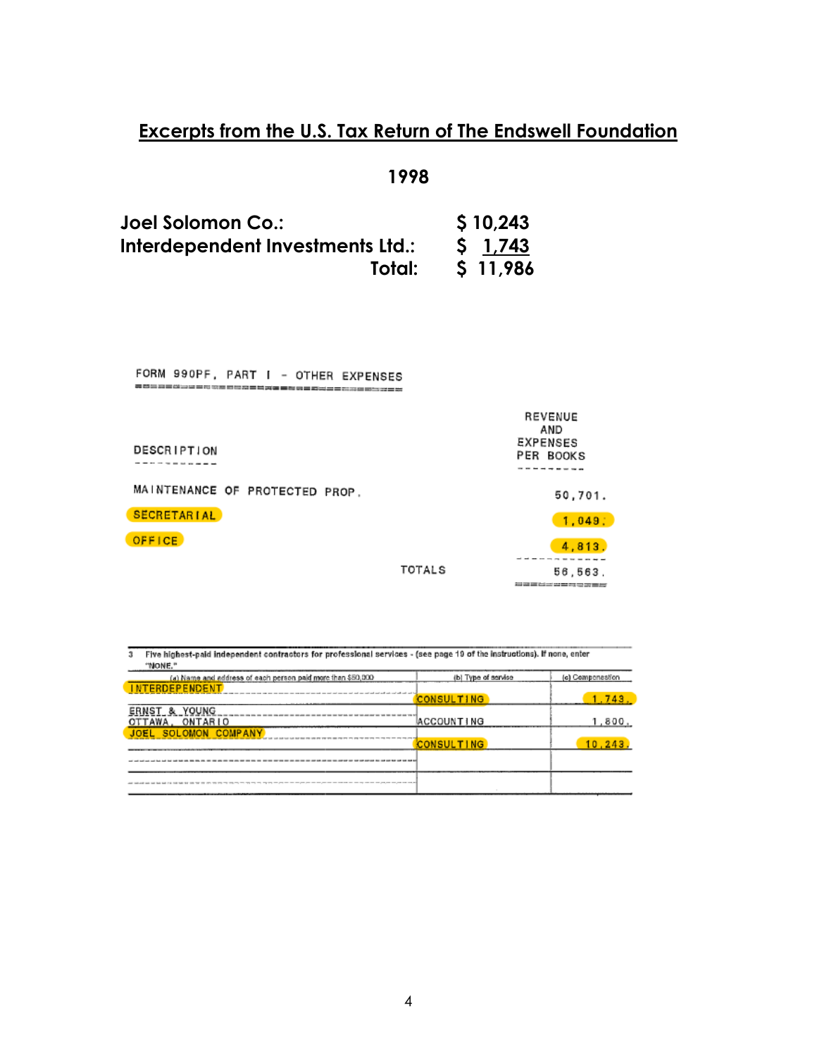# Excerpts from the U.S. Tax Return of The Endswell Foundation

## 1998

| | |
|---|---|
| **Joel Solomon Co.:** | **$ 10,243** |
| **Interdependent Investments Ltd.:** | **$ 1,743** |
| **Total:** | **$ 11,986** |

FORM 990PF, PART I - OTHER EXPENSES

| DESCRIPTION | REVENUE AND EXPENSES PER BOOKS |
|---|---|
| MAINTENANCE OF PROTECTED PROP. | 50,701. |
| SECRETARIAL | 1,049. |
| OFFICE | 4,813. |
| TOTALS | 56,563. |

3 Five highest-paid independent contractors for professional services - (see page 10 of the instructions). If none, enter "NONE."

| (a) Name and address of each person paid more than $50,000 | (b) Type of service | (c) Compensation |
|---|---|---|
| INTERDEPENDENT | CONSULTING | 1,743. |
| ERNST & YOUNG OTTAWA, ONTARIO | ACCOUNTING | 1,800. |
| JOEL SOLOMON COMPANY | CONSULTING | 10,243. |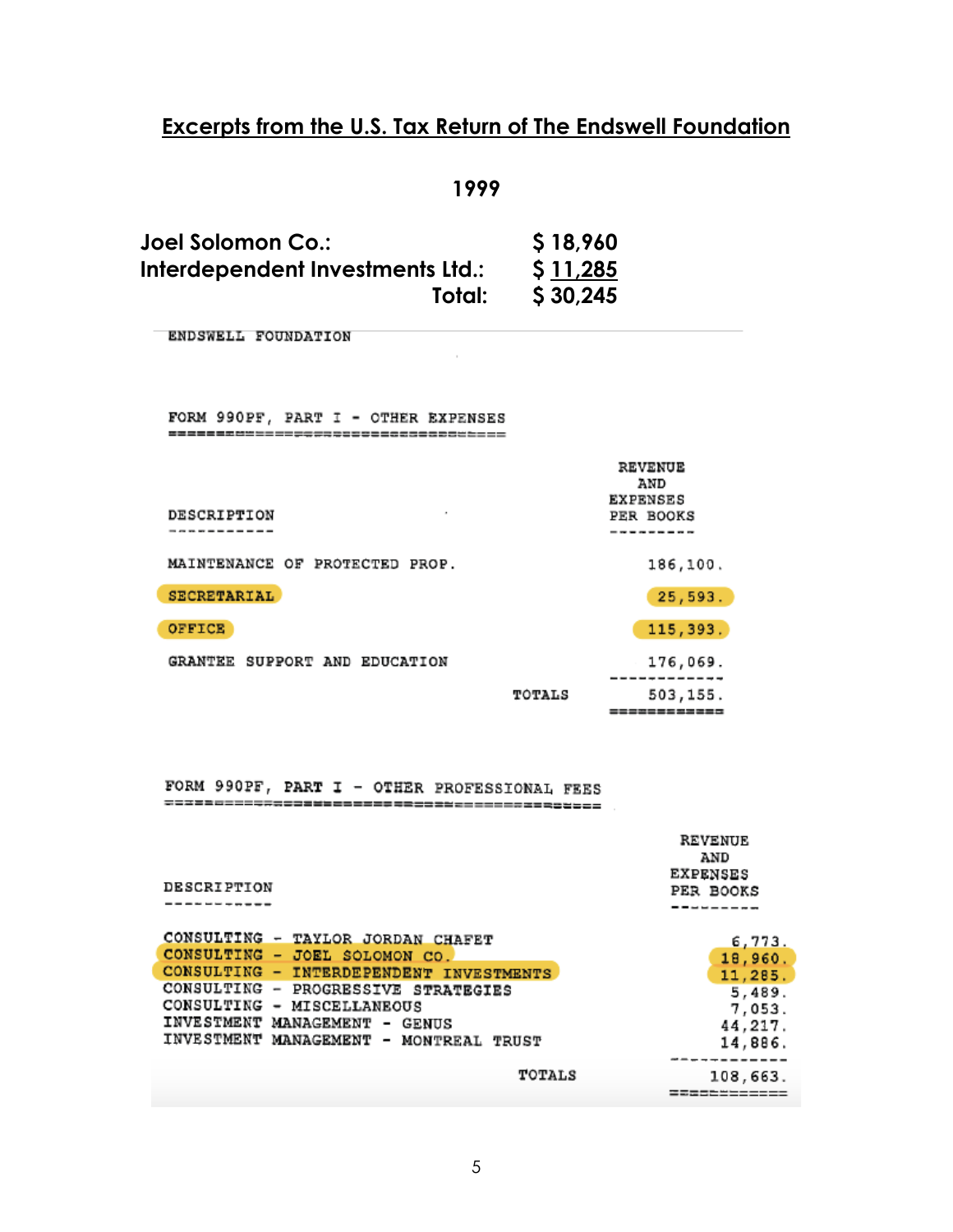## Excerpts from the U.S. Tax Return of The Endswell Foundation

**1999**

| | |
|---|---|
| **Joel Solomon Co.:** | **$ 18,960** |
| **Interdependent Investments Ltd.:** | **$ 11,285** |
| **Total:** | **$ 30,245** |

ENDSWELL FOUNDATION

FORM 990PF, PART I - OTHER EXPENSES

| DESCRIPTION | REVENUE AND EXPENSES PER BOOKS |
|---|---|
| MAINTENANCE OF PROTECTED PROP. | 186,100. |
| SECRETARIAL | 25,593. |
| OFFICE | 115,393. |
| GRANTEE SUPPORT AND EDUCATION | 176,069. |
| TOTALS | 503,155. |

FORM 990PF, PART I - OTHER PROFESSIONAL FEES

| DESCRIPTION | REVENUE AND EXPENSES PER BOOKS |
|---|---|
| CONSULTING - TAYLOR JORDAN CHAFET | 6,773. |
| CONSULTING - JOEL SOLOMON CO. | 18,960. |
| CONSULTING - INTERDEPENDENT INVESTMENTS | 11,285. |
| CONSULTING - PROGRESSIVE STRATEGIES | 5,489. |
| CONSULTING - MISCELLANEOUS | 7,053. |
| INVESTMENT MANAGEMENT - GENUS | 44,217. |
| INVESTMENT MANAGEMENT - MONTREAL TRUST | 14,886. |
| TOTALS | 108,663. |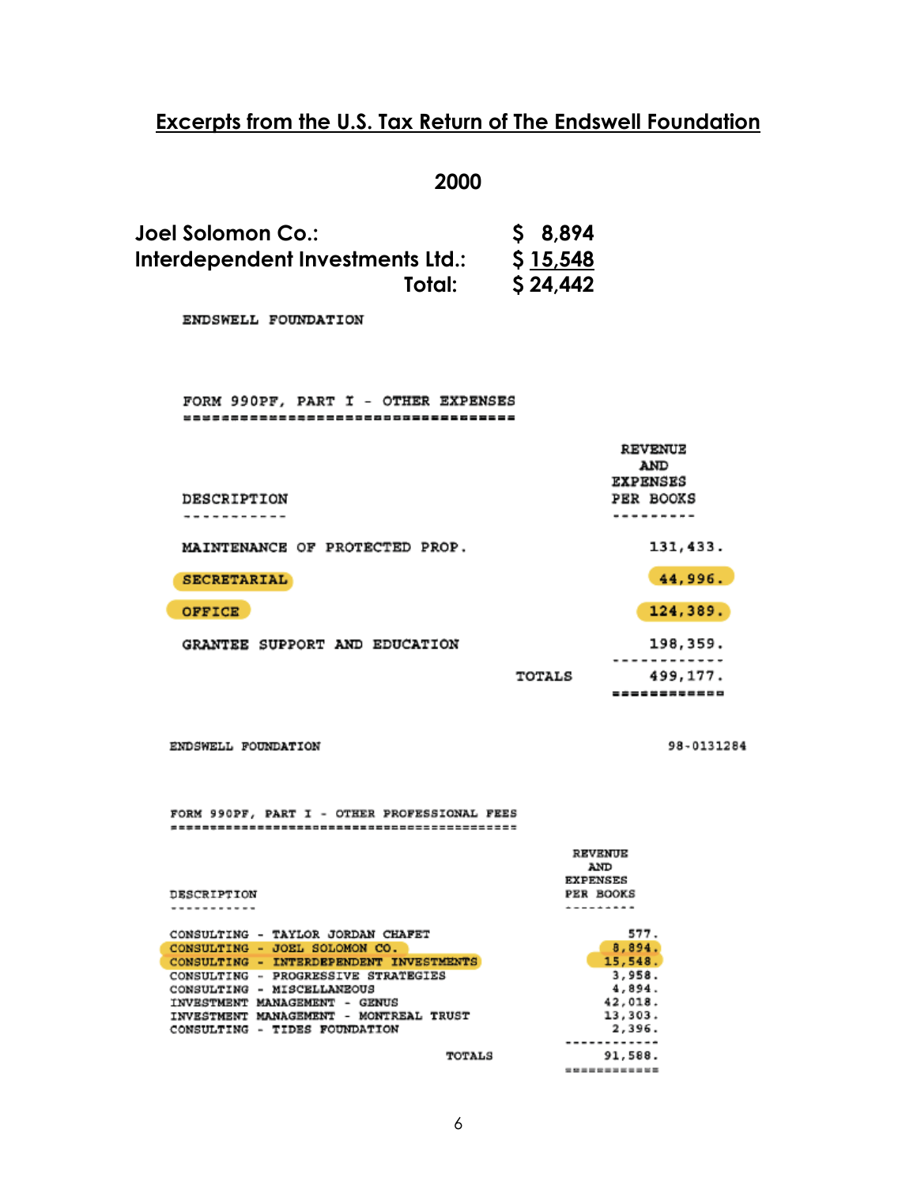## Excerpts from the U.S. Tax Return of The Endswell Foundation

**2000**

| | |
|---|---|
| **Joel Solomon Co.:** | **$ 8,894** |
| **Interdependent Investments Ltd.:** | **$ 15,548** |
| **Total:** | **$ 24,442** |

ENDSWELL FOUNDATION

FORM 990PF, PART I - OTHER EXPENSES

| DESCRIPTION | REVENUE AND EXPENSES PER BOOKS |
|---|---|
| MAINTENANCE OF PROTECTED PROP. | 131,433. |
| SECRETARIAL | 44,996. |
| OFFICE | 124,389. |
| GRANTEE SUPPORT AND EDUCATION | 198,359. |
| TOTALS | 499,177. |

ENDSWELL FOUNDATION 98-0131284

FORM 990PF, PART I - OTHER PROFESSIONAL FEES

| DESCRIPTION | REVENUE AND EXPENSES PER BOOKS |
|---|---|
| CONSULTING - TAYLOR JORDAN CHAFET | 577. |
| CONSULTING - JOEL SOLOMON CO. | 8,894. |
| CONSULTING - INTERDEPENDENT INVESTMENTS | 15,548. |
| CONSULTING - PROGRESSIVE STRATEGIES | 3,958. |
| CONSULTING - MISCELLANEOUS | 4,894. |
| INVESTMENT MANAGEMENT - GENUS | 42,018. |
| INVESTMENT MANAGEMENT - MONTREAL TRUST | 13,303. |
| CONSULTING - TIDES FOUNDATION | 2,396. |
| TOTALS | 91,588. |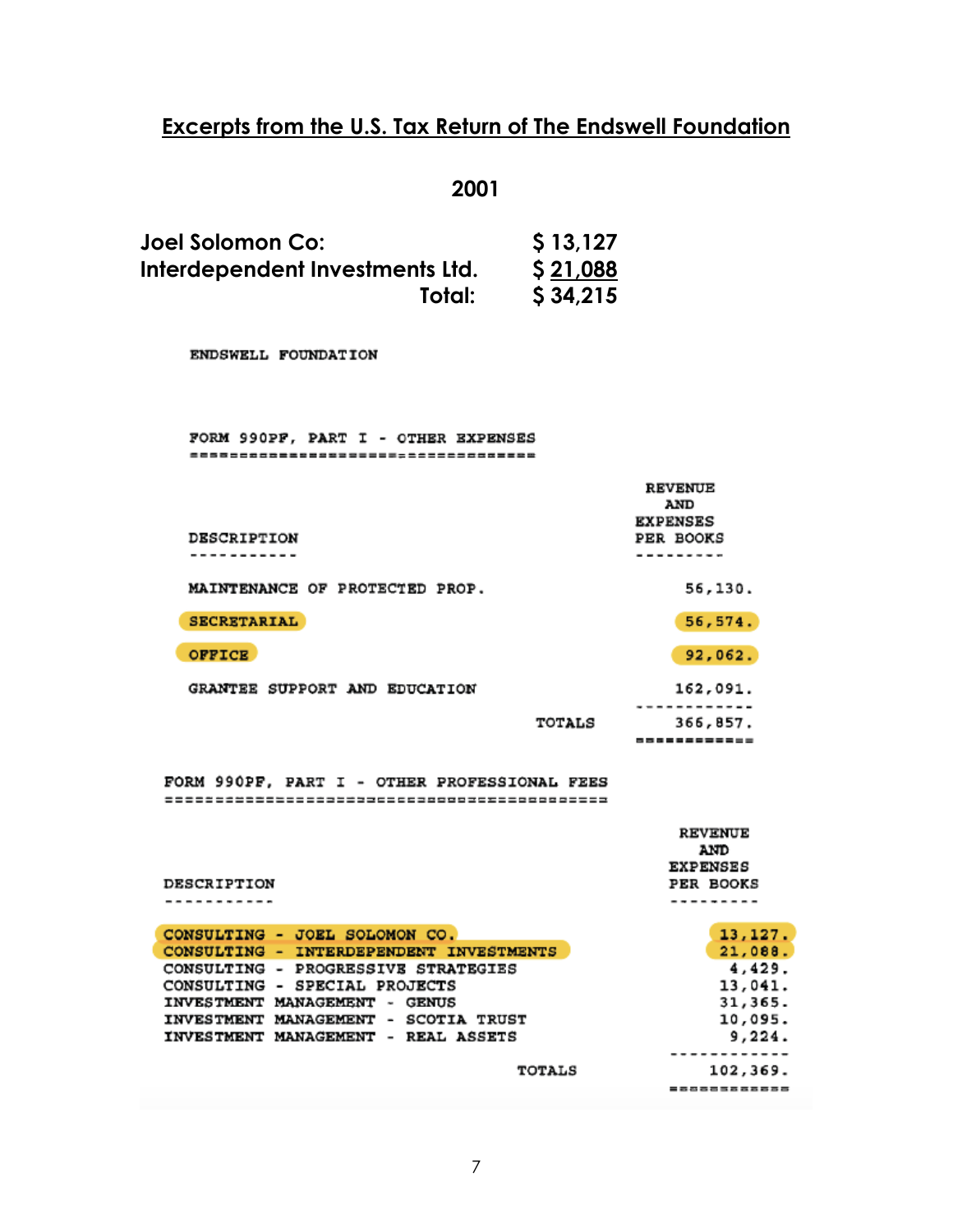## Excerpts from the U.S. Tax Return of The Endswell Foundation

**2001**

| | |
|---|---|
| **Joel Solomon Co:** | **$ 13,127** |
| **Interdependent Investments Ltd.** | **$ 21,088** |
| **Total:** | **$ 34,215** |

ENDSWELL FOUNDATION

FORM 990PF, PART I - OTHER EXPENSES

| DESCRIPTION | REVENUE AND EXPENSES PER BOOKS |
|---|---|
| MAINTENANCE OF PROTECTED PROP. | 56,130. |
| SECRETARIAL | 56,574. |
| OFFICE | 92,062. |
| GRANTEE SUPPORT AND EDUCATION | 162,091. |
| TOTALS | 366,857. |

FORM 990PF, PART I - OTHER PROFESSIONAL FEES

| DESCRIPTION | REVENUE AND EXPENSES PER BOOKS |
|---|---|
| CONSULTING - JOEL SOLOMON CO. | 13,127. |
| CONSULTING - INTERDEPENDENT INVESTMENTS | 21,088. |
| CONSULTING - PROGRESSIVE STRATEGIES | 4,429. |
| CONSULTING - SPECIAL PROJECTS | 13,041. |
| INVESTMENT MANAGEMENT - GENUS | 31,365. |
| INVESTMENT MANAGEMENT - SCOTIA TRUST | 10,095. |
| INVESTMENT MANAGEMENT - REAL ASSETS | 9,224. |
| TOTALS | 102,369. |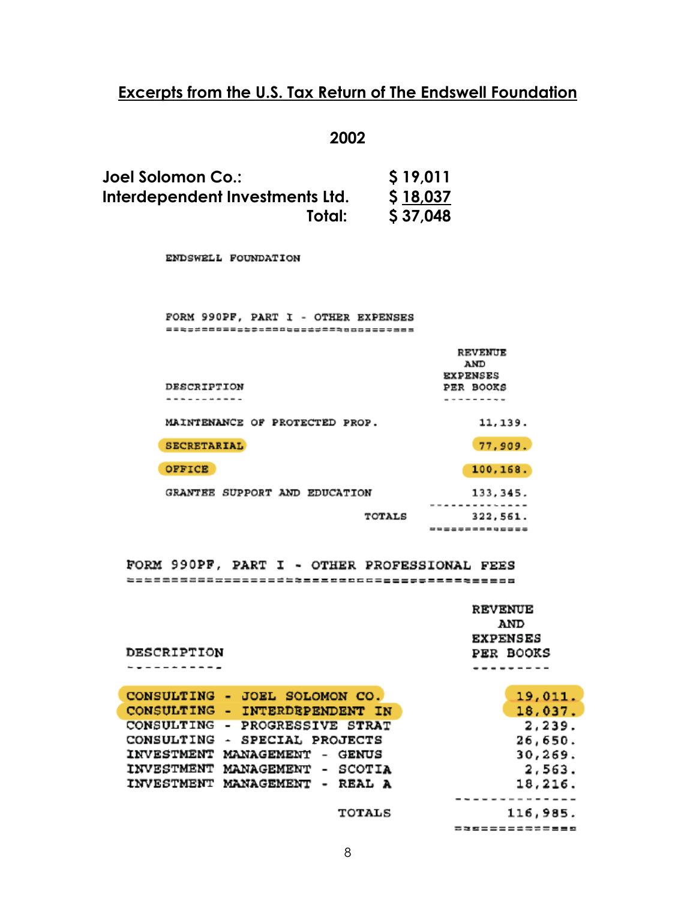## Excerpts from the U.S. Tax Return of The Endswell Foundation

**2002**

| | |
|---|---|
| **Joel Solomon Co.:** | **$ 19,011** |
| **Interdependent Investments Ltd.** | **$ 18,037** |
| **Total:** | **$ 37,048** |

ENDSWELL FOUNDATION

FORM 990PF, PART I - OTHER EXPENSES

| DESCRIPTION | REVENUE AND EXPENSES PER BOOKS |
|---|---|
| MAINTENANCE OF PROTECTED PROP. | 11,139. |
| SECRETARIAL | 77,909. |
| OFFICE | 100,168. |
| GRANTEE SUPPORT AND EDUCATION | 133,345. |
| TOTALS | 322,561. |

FORM 990PF, PART I - OTHER PROFESSIONAL FEES

| DESCRIPTION | REVENUE AND EXPENSES PER BOOKS |
|---|---|
| CONSULTING - JOEL SOLOMON CO. | 19,011. |
| CONSULTING - INTERDEPENDENT IN | 18,037. |
| CONSULTING - PROGRESSIVE STRAT | 2,239. |
| CONSULTING - SPECIAL PROJECTS | 26,650. |
| INVESTMENT MANAGEMENT - GENUS | 30,269. |
| INVESTMENT MANAGEMENT - SCOTIA | 2,563. |
| INVESTMENT MANAGEMENT - REAL A | 18,216. |
| TOTALS | 116,985. |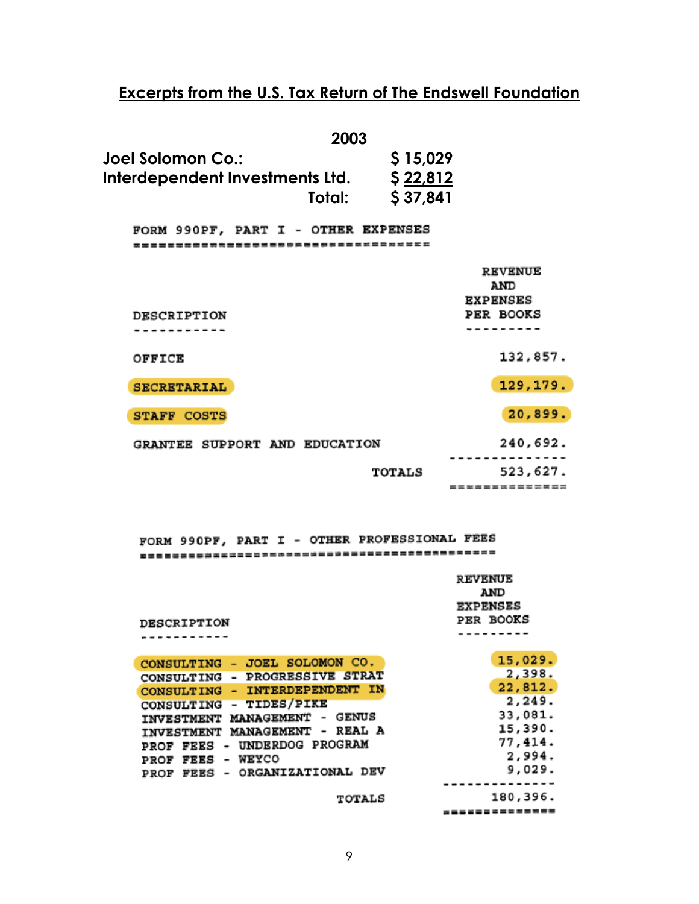## Excerpts from the U.S. Tax Return of The Endswell Foundation

| | 2003 |
|---|---|
| Joel Solomon Co.: | $ 15,029 |
| Interdependent Investments Ltd. | $ 22,812 |
| Total: | $ 37,841 |

FORM 990PF, PART I - OTHER EXPENSES

| DESCRIPTION | REVENUE AND EXPENSES PER BOOKS |
|---|---|
| OFFICE | 132,857. |
| SECRETARIAL | 129,179. |
| STAFF COSTS | 20,899. |
| GRANTEE SUPPORT AND EDUCATION | 240,692. |
| TOTALS | 523,627. |

FORM 990PF, PART I - OTHER PROFESSIONAL FEES

| DESCRIPTION | REVENUE AND EXPENSES PER BOOKS |
|---|---|
| CONSULTING - JOEL SOLOMON CO. | 15,029. |
| CONSULTING - PROGRESSIVE STRAT | 2,398. |
| CONSULTING - INTERDEPENDENT IN | 22,812. |
| CONSULTING - TIDES/PIKE | 2,249. |
| INVESTMENT MANAGEMENT - GENUS | 33,081. |
| INVESTMENT MANAGEMENT - REAL A | 15,390. |
| PROF FEES - UNDERDOG PROGRAM | 77,414. |
| PROF FEES - WEYCO | 2,994. |
| PROF FEES - ORGANIZATIONAL DEV | 9,029. |
| TOTALS | 180,396. |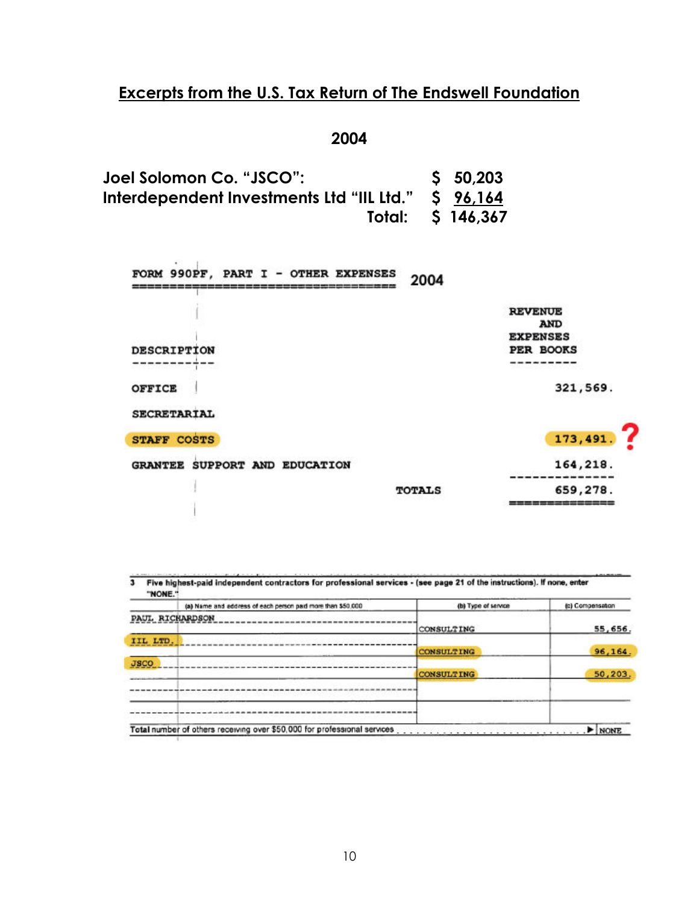## Excerpts from the U.S. Tax Return of The Endswell Foundation

**2004**

| | |
|---|---|
| **Joel Solomon Co. "JSCO":** | **$ 50,203** |
| **Interdependent Investments Ltd "IIL Ltd."** | **$ 96,164** |
| **Total:** | **$ 146,367** |

FORM 990PF, PART I - OTHER EXPENSES — 2004

| DESCRIPTION | REVENUE AND EXPENSES PER BOOKS |
|---|---|
| OFFICE | 321,569. |
| SECRETARIAL | |
| STAFF COSTS | 173,491. ? |
| GRANTEE SUPPORT AND EDUCATION | 164,218. |
| TOTALS | 659,278. |

**3 Five highest-paid independent contractors for professional services - (see page 21 of the instructions). If none, enter "NONE."**

| (a) Name and address of each person paid more than $50,000 | (b) Type of service | (c) Compensation |
|---|---|---|
| PAUL RICHARDSON | CONSULTING | 55,656. |
| IIL LTD. | CONSULTING | 96,164. |
| JSCO | CONSULTING | 50,203. |
| | | |
| | | |

Total number of others receiving over $50,000 for professional services . . . . ▶ NONE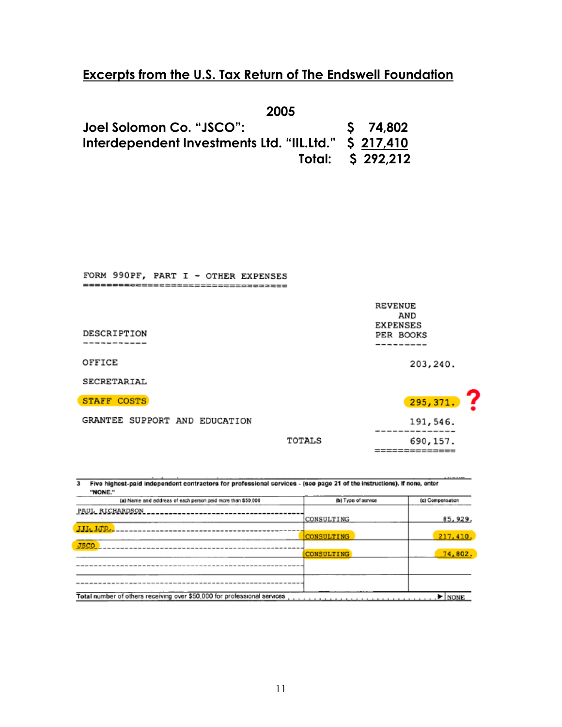## Excerpts from the U.S. Tax Return of The Endswell Foundation

| | 2005 |
|---|---|
| Joel Solomon Co. "JSCO": | $ 74,802 |
| Interdependent Investments Ltd. "IIL.Ltd." | $ 217,410 |
| Total: | $ 292,212 |

FORM 990PF, PART I - OTHER EXPENSES

| DESCRIPTION | REVENUE AND EXPENSES PER BOOKS |
|---|---|
| OFFICE | 203,240. |
| SECRETARIAL | |
| STAFF COSTS | 295,371. ? |
| GRANTEE SUPPORT AND EDUCATION | 191,546. |
| TOTALS | 690,157. |

3 Five highest-paid independent contractors for professional services - (see page 21 of the instructions). If none, enter "NONE."

| (a) Name and address of each person paid more than $50,000 | (b) Type of service | (c) Compensation |
|---|---|---|
| PAUL RICHARDSON | CONSULTING | 85,929. |
| IIL LTD. | CONSULTING | 217,410. |
| JSCO | CONSULTING | 74,802. |
| | | |
| | | |

Total number of others receiving over $50,000 for professional services ▶ NONE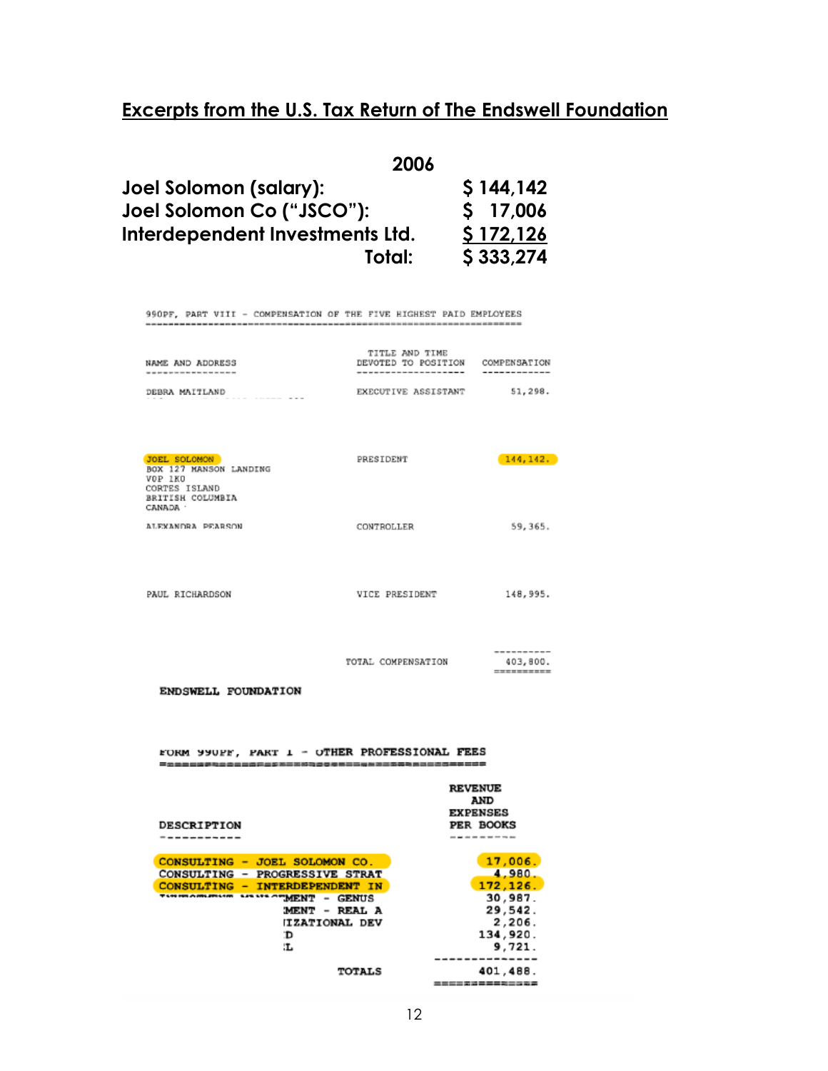## Excerpts from the U.S. Tax Return of The Endswell Foundation

| | 2006 |
|---|---|
| Joel Solomon (salary): | $ 144,142 |
| Joel Solomon Co ("JSCO"): | $ 17,006 |
| Interdependent Investments Ltd. | $ 172,126 |
| Total: | $ 333,274 |

990PF, PART VIII - COMPENSATION OF THE FIVE HIGHEST PAID EMPLOYEES

| NAME AND ADDRESS | TITLE AND TIME DEVOTED TO POSITION | COMPENSATION |
|---|---|---|
| DEBRA MAITLAND | EXECUTIVE ASSISTANT | 51,298. |
| JOEL SOLOMON BOX 127 MANSON LANDING V0P 1K0 CORTES ISLAND BRITISH COLUMBIA CANADA | PRESIDENT | 144,142. |
| ALEXANDRA PEARSON | CONTROLLER | 59,365. |
| PAUL RICHARDSON | VICE PRESIDENT | 148,995. |
| | TOTAL COMPENSATION | 403,800. |

ENDSWELL FOUNDATION

FORM 990PF, PART I - OTHER PROFESSIONAL FEES

| DESCRIPTION | REVENUE AND EXPENSES PER BOOKS |
|---|---|
| CONSULTING - JOEL SOLOMON CO. | 17,006. |
| CONSULTING - PROGRESSIVE STRAT | 4,980. |
| CONSULTING - INTERDEPENDENT IN | 172,126. |
| ...MENT - GENUS | 30,987. |
| ...MENT - REAL A | 29,542. |
| ...IZATIONAL DEV | 2,206. |
| ...D | 134,920. |
| ...L | 9,721. |
| TOTALS | 401,488. |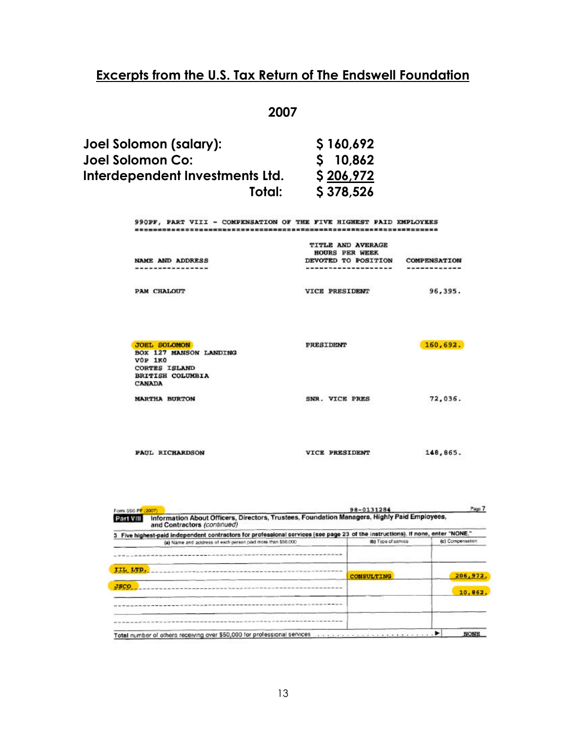## Excerpts from the U.S. Tax Return of The Endswell Foundation

**2007**

| | |
|---|---|
| **Joel Solomon (salary):** | **$ 160,692** |
| **Joel Solomon Co:** | **$ 10,862** |
| **Interdependent Investments Ltd.** | **$ 206,972** |
| **Total:** | **$ 378,526** |

990PF, PART VIII - COMPENSATION OF THE FIVE HIGHEST PAID EMPLOYEES

| NAME AND ADDRESS | TITLE AND AVERAGE HOURS PER WEEK DEVOTED TO POSITION | COMPENSATION |
|---|---|---|
| PAM CHALOUT | VICE PRESIDENT | 96,395. |
| JOEL SOLOMON<br>BOX 127 MANSON LANDING<br>V0P 1K0<br>CORTES ISLAND<br>BRITISH COLUMBIA<br>CANADA | PRESIDENT | 160,692. |
| MARTHA BURTON | SNR. VICE PRES | 72,036. |
| PAUL RICHARDSON | VICE PRESIDENT | 148,865. |

Form 990-PF (2007) 98-0131284 Page 7

**Part VIII** Information About Officers, Directors, Trustees, Foundation Managers, Highly Paid Employees, and Contractors *(continued)*

3 Five highest-paid independent contractors for professional services (see page 23 of the instructions). If none, enter "NONE."

| (a) Name and address of each person paid more than $50,000 | (b) Type of service | (c) Compensation |
|---|---|---|
| | | |
| IIL LTD. | CONSULTING | 206,972. |
| JSCO | | 10,862. |
| | | |
| | | |
| Total number of others receiving over $50,000 for professional services | | NONE |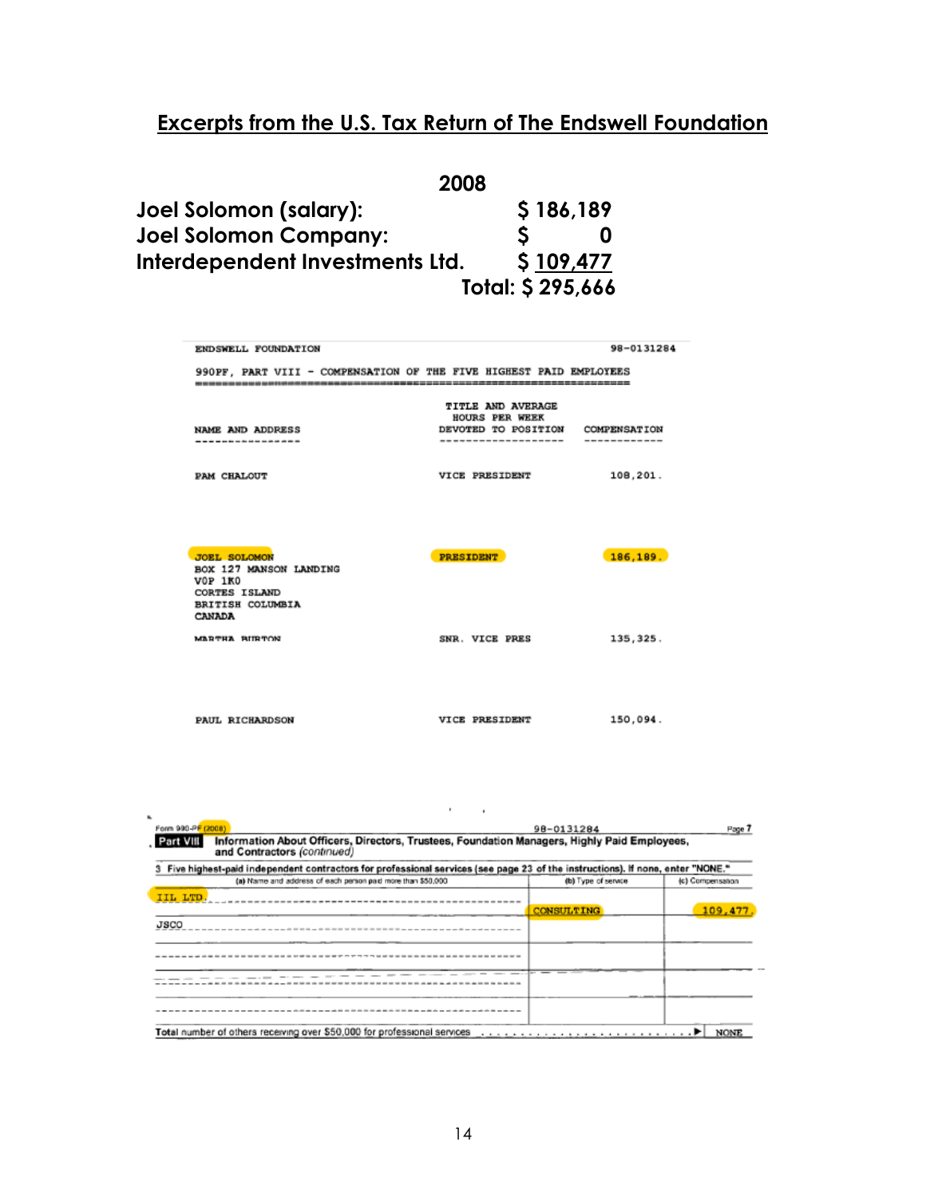# Excerpts from the U.S. Tax Return of The Endswell Foundation

| | 2008 |
|---|---|
| **Joel Solomon (salary):** | **$ 186,189** |
| **Joel Solomon Company:** | **$ 0** |
| **Interdependent Investments Ltd.** | **$ 109,477** |
| | **Total: $ 295,666** |

ENDSWELL FOUNDATION 98-0131284

990PF, PART VIII - COMPENSATION OF THE FIVE HIGHEST PAID EMPLOYEES

| NAME AND ADDRESS | TITLE AND AVERAGE HOURS PER WEEK DEVOTED TO POSITION | COMPENSATION |
|---|---|---|
| PAM CHALOUT | VICE PRESIDENT | 108,201. |
| JOEL SOLOMON<br>BOX 127 MANSON LANDING<br>V0P 1K0<br>CORTES ISLAND<br>BRITISH COLUMBIA<br>CANADA | PRESIDENT | 186,189. |
| MARTHA BURTON | SNR. VICE PRES | 135,325. |
| PAUL RICHARDSON | VICE PRESIDENT | 150,094. |

Form 990-PF (2008) 98-0131284 Page 7

**Part VIII** Information About Officers, Directors, Trustees, Foundation Managers, Highly Paid Employees, and Contractors *(continued)*

3 Five highest-paid independent contractors for professional services (see page 23 of the instructions). If none, enter "NONE."

| (a) Name and address of each person paid more than $50,000 | (b) Type of service | (c) Compensation |
|---|---|---|
| IIL LTD | CONSULTING | 109,477. |
| JSCO | | |
| | | |
| | | |
| | | |

Total number of others receiving over $50,000 for professional services ........ ▶ NONE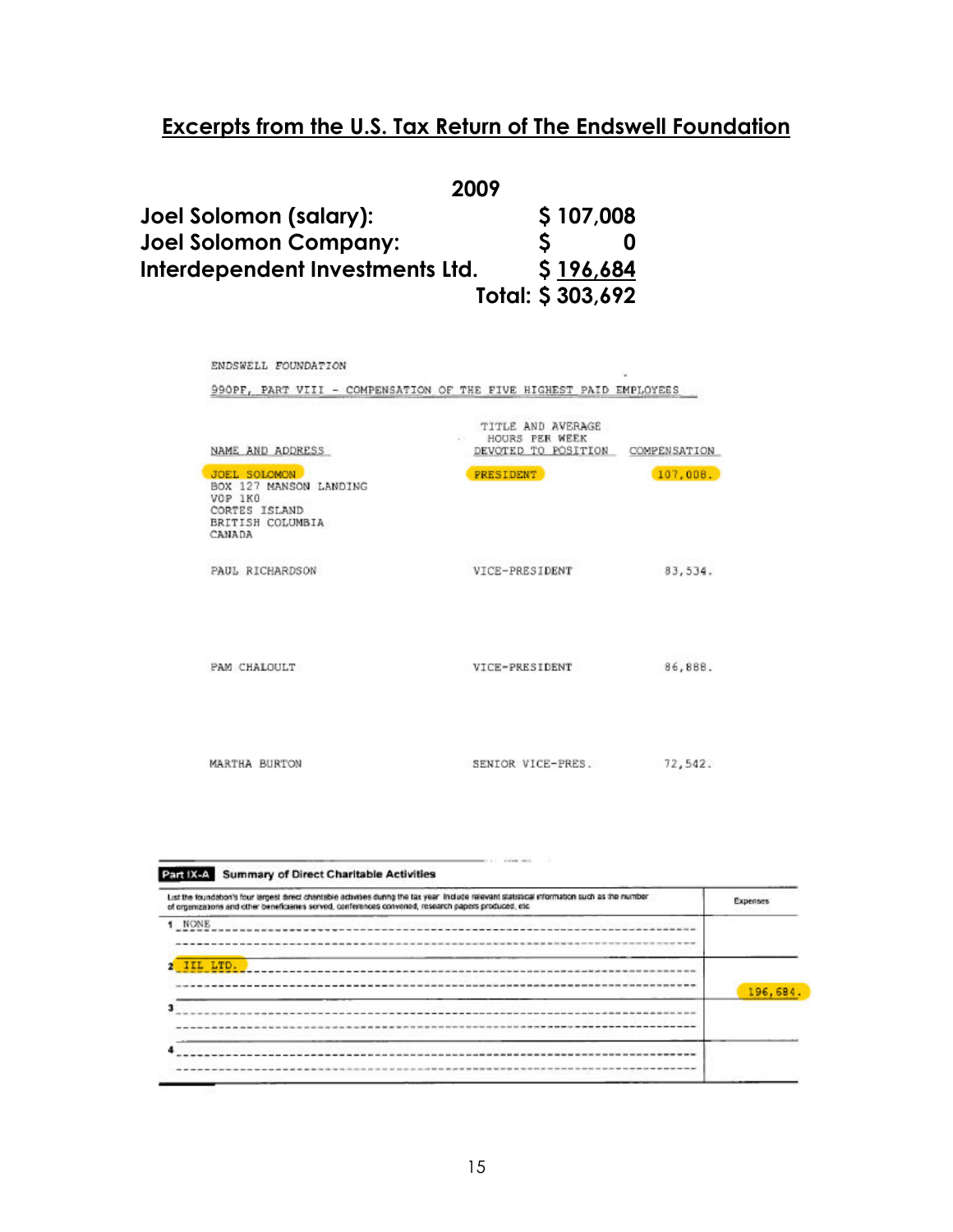## Excerpts from the U.S. Tax Return of The Endswell Foundation

| | 2009 |
|---|---|
| Joel Solomon (salary): | $ 107,008 |
| Joel Solomon Company: | $ 0 |
| Interdependent Investments Ltd. | $ 196,684 |
| Total: | $ 303,692 |

ENDSWELL FOUNDATION

990PF, PART VIII - COMPENSATION OF THE FIVE HIGHEST PAID EMPLOYEES

| NAME AND ADDRESS | TITLE AND AVERAGE HOURS PER WEEK DEVOTED TO POSITION | COMPENSATION |
|---|---|---|
| JOEL SOLOMON<br>BOX 127 MANSON LANDING<br>V0P 1K0<br>CORTES ISLAND<br>BRITISH COLUMBIA<br>CANADA | PRESIDENT | 107,008. |
| PAUL RICHARDSON | VICE-PRESIDENT | 83,534. |
| PAM CHALOULT | VICE-PRESIDENT | 86,888. |
| MARTHA BURTON | SENIOR VICE-PRES. | 72,542. |

**Part IX-A Summary of Direct Charitable Activities**

| List the foundation's four largest direct charitable activities during the tax year. Include relevant statistical information such as the number of organizations and other beneficiaries served, conferences convened, research papers produced, etc. | Expenses |
|---|---|
| 1 NONE | |
| 2 IIL LTD. | 196,684. |
| 3 | |
| 4 | |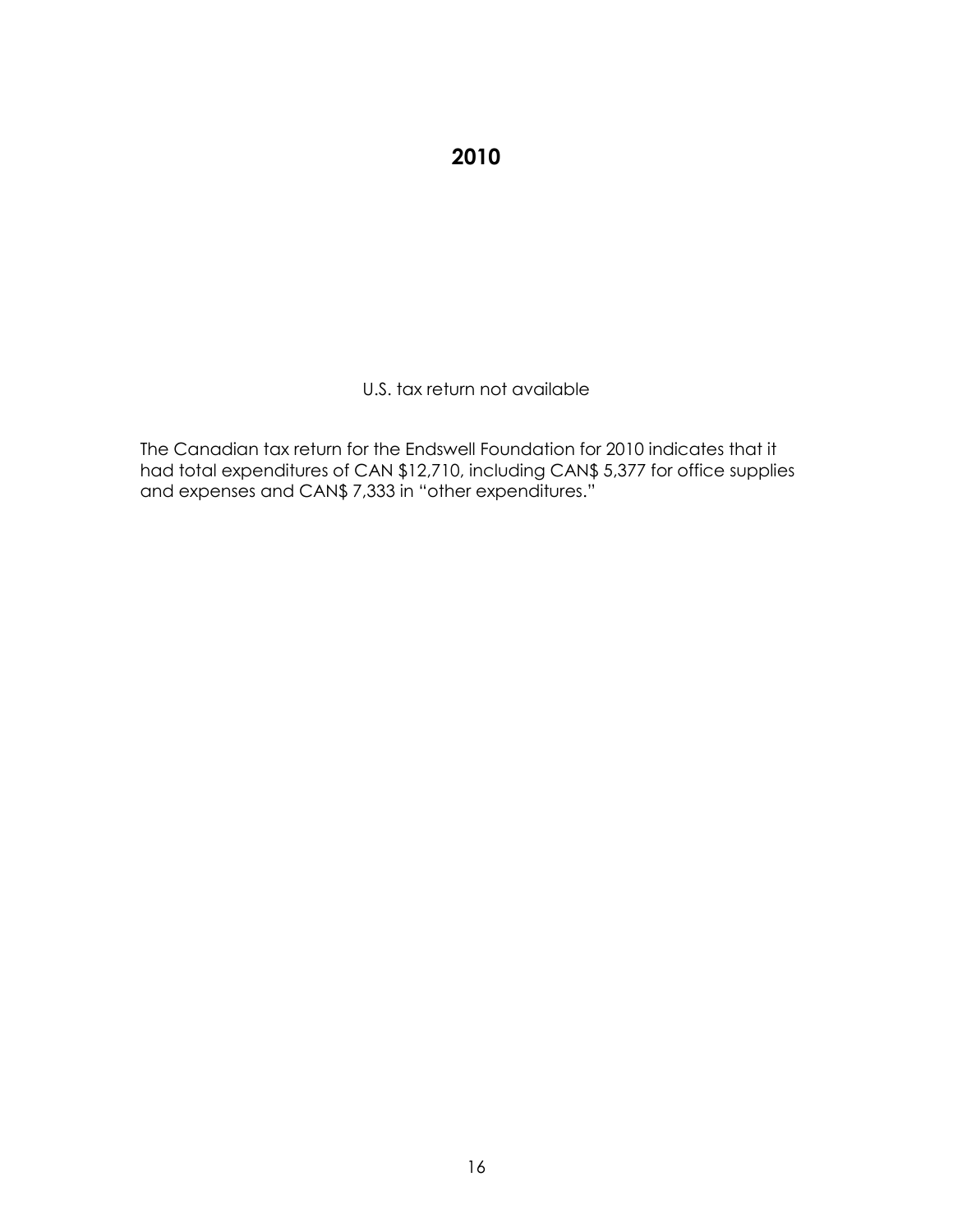# 2010

U.S. tax return not available

The Canadian tax return for the Endswell Foundation for 2010 indicates that it had total expenditures of CAN $12,710, including CAN$ 5,377 for office supplies and expenses and CAN$ 7,333 in "other expenditures."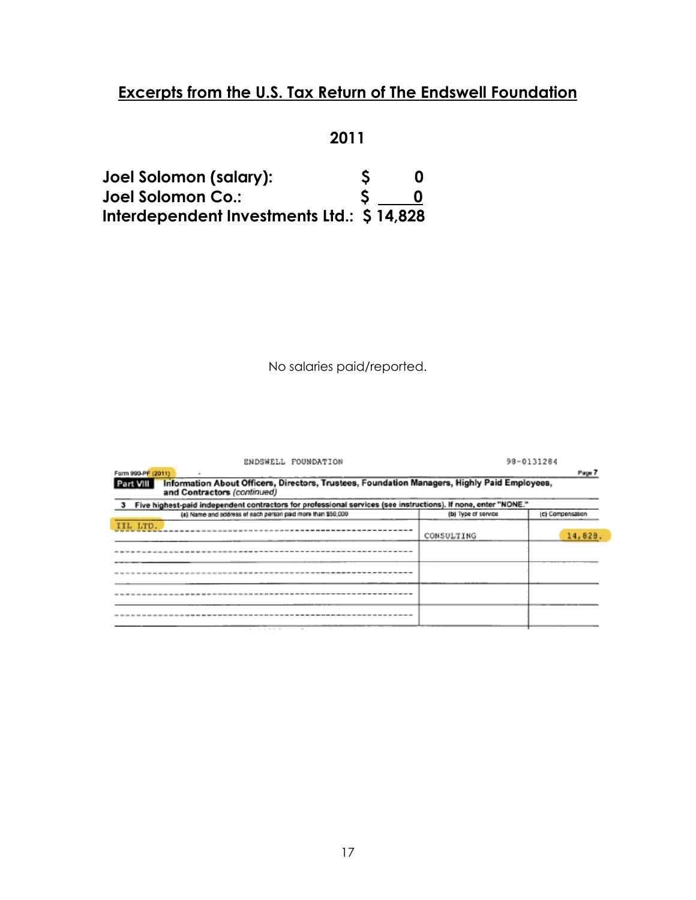# Excerpts from the U.S. Tax Return of The Endswell Foundation

**2011**

| | |
|---|---|
| **Joel Solomon (salary):** | **$ 0** |
| **Joel Solomon Co.:** | **$ 0** |
| **Interdependent Investments Ltd.:** | **$ 14,828** |

No salaries paid/reported.

ENDSWELL FOUNDATION 98-0131284

Form 990-PF (2011) Page 7

**Part VIII** **Information About Officers, Directors, Trustees, Foundation Managers, Highly Paid Employees, and Contractors** *(continued)*

**3 Five highest-paid independent contractors for professional services (see instructions). If none, enter "NONE."**

| (a) Name and address of each person paid more than $50,000 | (b) Type of service | (c) Compensation |
|---|---|---|
| IIL LTD. | CONSULTING | 14,828. |
| | | |
| | | |
| | | |
| | | |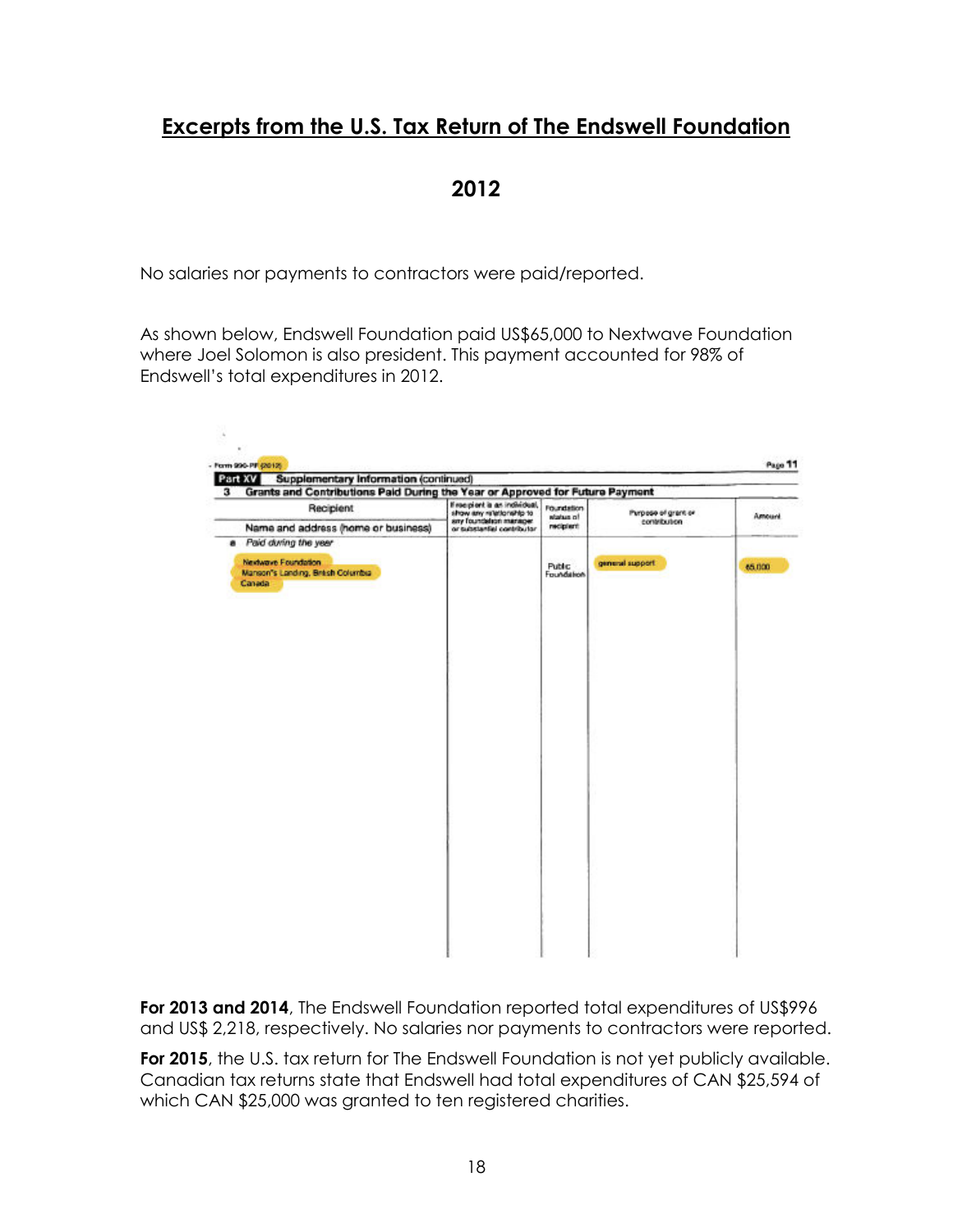# Excerpts from the U.S. Tax Return of The Endswell Foundation

## 2012

No salaries nor payments to contractors were paid/reported.

As shown below, Endswell Foundation paid US$65,000 to Nextwave Foundation where Joel Solomon is also president. This payment accounted for 98% of Endswell's total expenditures in 2012.

Form 990-PF (2012) Page 11

**Part XV Supplementary Information** (continued)

**3 Grants and Contributions Paid During the Year or Approved for Future Payment**

| Recipient<br>Name and address (home or business) | If recipient is an individual, show any relationship to any foundation manager or substantial contributor | Foundation status of recipient | Purpose of grant or contribution | Amount |
|---|---|---|---|---|
| *a Paid during the year* | | | | |
| Nextwave Foundation<br>Manson's Landing, British Columbia<br>Canada | | Public Foundation | general support | 65,000 |

**For 2013 and 2014**, The Endswell Foundation reported total expenditures of US$996 and US$ 2,218, respectively. No salaries nor payments to contractors were reported.

**For 2015**, the U.S. tax return for The Endswell Foundation is not yet publicly available. Canadian tax returns state that Endswell had total expenditures of CAN $25,594 of which CAN $25,000 was granted to ten registered charities.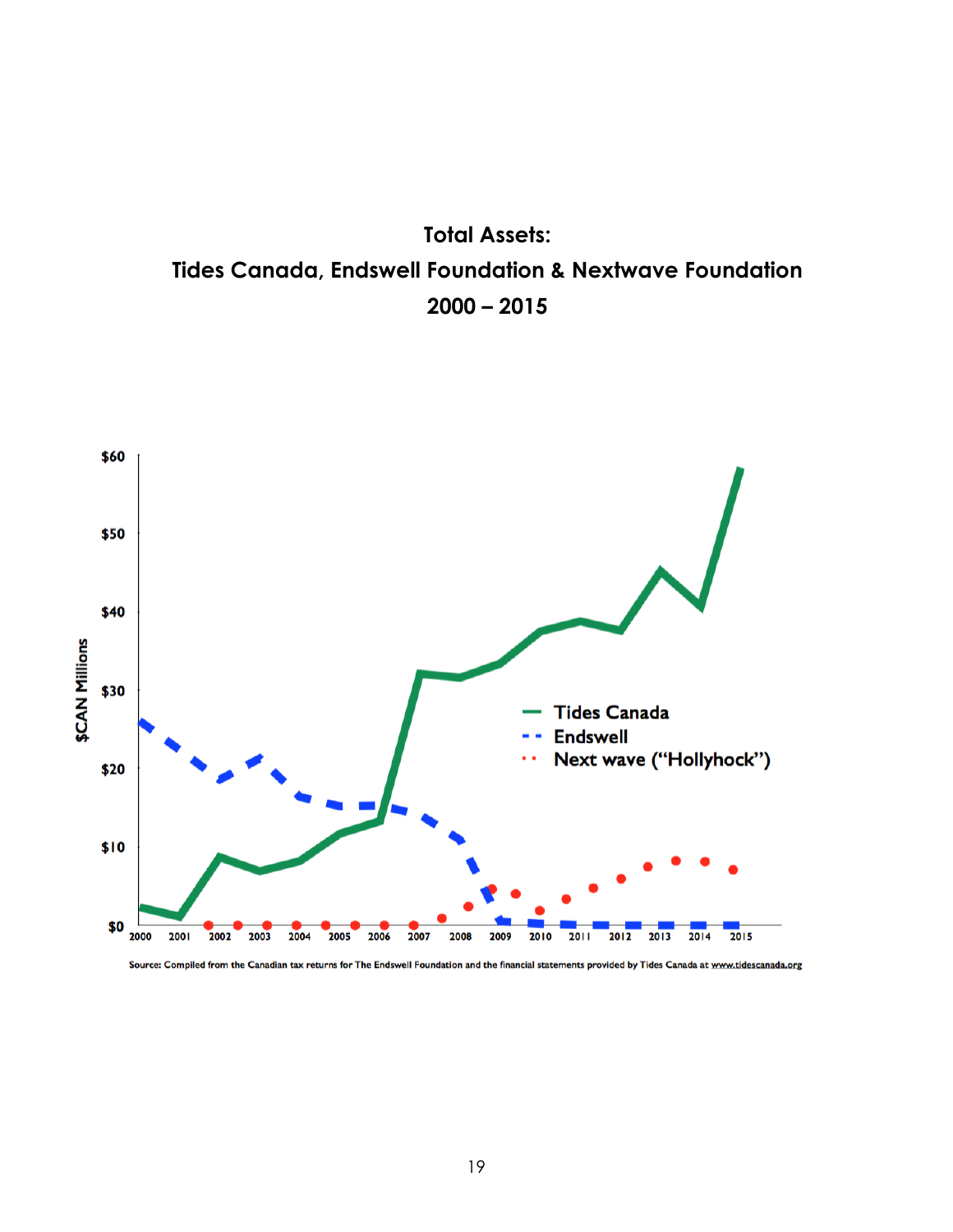**Total Assets:**
**Tides Canada, Endswell Foundation & Nextwave Foundation**
**2000 – 2015**

Source: Compiled from the Canadian tax returns for The Endswell Foundation and the financial statements provided by Tides Canada at www.tidescanada.org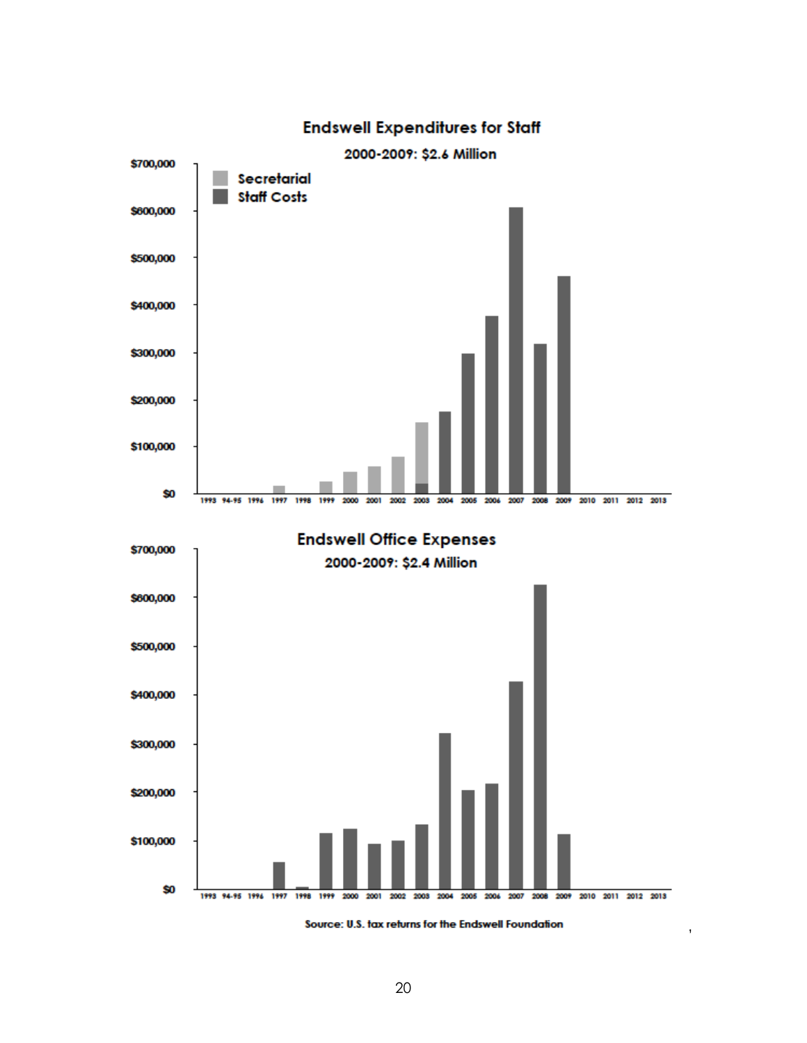**Endswell Expenditures for Staff**

**2000-2009: $2.6 Million**

$700,000
$600,000
$500,000
$400,000
$300,000
$200,000
$100,000
$0

Secretarial
Staff Costs

1993 94-95 1996 1997 1998 1999 2000 2001 2002 2003 2004 2005 2006 2007 2008 2009 2010 2011 2012 2013

**Endswell Office Expenses**

**2000-2009: $2.4 Million**

$700,000
$600,000
$500,000
$400,000
$300,000
$200,000
$100,000
$0

1993 94-95 1996 1997 1998 1999 2000 2001 2002 2003 2004 2005 2006 2007 2008 2009 2010 2011 2012 2013

Source: U.S. tax returns for the Endswell Foundation